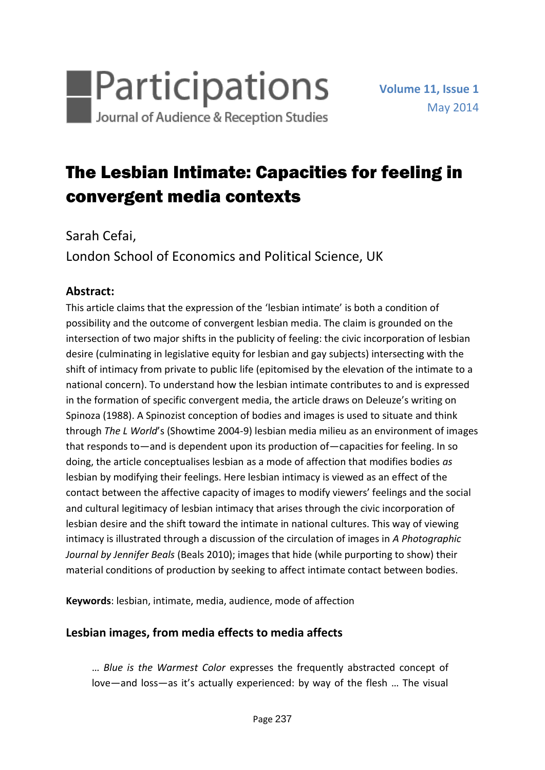# The Lesbian Intimate: Capacities for feeling in convergent media contexts

Sarah Cefai,

London School of Economics and Political Science, UK

## Abstract:

This article claims that the expression of the 'lesbian intimate' is both a condition of possibility and the outcome of convergent lesbian media. The claim is grounded on the intersection of two major shifts in the publicity of feeling: the civic incorporation of lesbian desire (culminating in legislative equity for lesbian and gay subjects) intersecting with the shift of intimacy from private to public life (epitomised by the elevation of the intimate to a national concern). To understand how the lesbian intimate contributes to and is expressed in the formation of specific convergent media, the article draws on Deleuze's writing on Spinoza (1988). A Spinozist conception of bodies and images is used to situate and think through *The L World*'s (Showtime 2004-9) lesbian media milieu as an environment of images that responds to—and is dependent upon its production of—capacities for feeling. In so doing, the article conceptualises lesbian as a mode of affection that modifies bodies *as* lesbian by modifying their feelings. Here lesbian intimacy is viewed as an effect of the contact between the affective capacity of images to modify viewers' feelings and the social and cultural legitimacy of lesbian intimacy that arises through the civic incorporation of lesbian desire and the shift toward the intimate in national cultures. This way of viewing intimacy is illustrated through a discussion of the circulation of images in *A Photographic Journal by Jennifer Beals* (Beals 2010); images that hide (while purporting to show) their material conditions of production by seeking to affect intimate contact between bodies.

**Keywords**: lesbian, intimate, media, audience, mode of affection

## Lesbian images, from media effects to media affects

> … *Blue is the Warmest Color* expresses the frequently abstracted concept of love—and loss—as it's actually experienced: by way of the flesh … The visual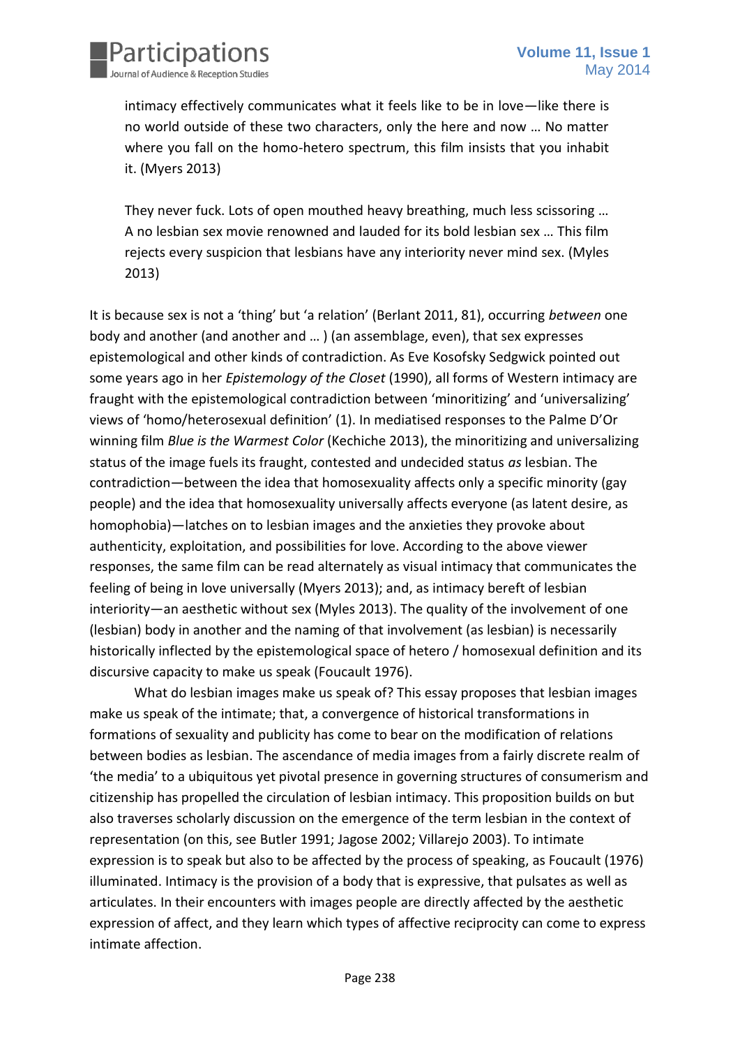> intimacy effectively communicates what it feels like to be in love—like there is no world outside of these two characters, only the here and now … No matter where you fall on the homo-hetero spectrum, this film insists that you inhabit it. (Myers 2013)

> They never fuck. Lots of open mouthed heavy breathing, much less scissoring … A no lesbian sex movie renowned and lauded for its bold lesbian sex … This film rejects every suspicion that lesbians have any interiority never mind sex. (Myles 2013)

It is because sex is not a 'thing' but 'a relation' (Berlant 2011, 81), occurring *between* one body and another (and another and … ) (an assemblage, even), that sex expresses epistemological and other kinds of contradiction. As Eve Kosofsky Sedgwick pointed out some years ago in her *Epistemology of the Closet* (1990), all forms of Western intimacy are fraught with the epistemological contradiction between 'minoritizing' and 'universalizing' views of 'homo/heterosexual definition' (1). In mediatised responses to the Palme D'Or winning film *Blue is the Warmest Color* (Kechiche 2013), the minoritizing and universalizing status of the image fuels its fraught, contested and undecided status *as* lesbian. The contradiction—between the idea that homosexuality affects only a specific minority (gay people) and the idea that homosexuality universally affects everyone (as latent desire, as homophobia)—latches on to lesbian images and the anxieties they provoke about authenticity, exploitation, and possibilities for love. According to the above viewer responses, the same film can be read alternately as visual intimacy that communicates the feeling of being in love universally (Myers 2013); and, as intimacy bereft of lesbian interiority—an aesthetic without sex (Myles 2013). The quality of the involvement of one (lesbian) body in another and the naming of that involvement (as lesbian) is necessarily historically inflected by the epistemological space of hetero / homosexual definition and its discursive capacity to make us speak (Foucault 1976).

What do lesbian images make us speak of? This essay proposes that lesbian images make us speak of the intimate; that, a convergence of historical transformations in formations of sexuality and publicity has come to bear on the modification of relations between bodies as lesbian. The ascendance of media images from a fairly discrete realm of 'the media' to a ubiquitous yet pivotal presence in governing structures of consumerism and citizenship has propelled the circulation of lesbian intimacy. This proposition builds on but also traverses scholarly discussion on the emergence of the term lesbian in the context of representation (on this, see Butler 1991; Jagose 2002; Villarejo 2003). To intimate expression is to speak but also to be affected by the process of speaking, as Foucault (1976) illuminated. Intimacy is the provision of a body that is expressive, that pulsates as well as articulates. In their encounters with images people are directly affected by the aesthetic expression of affect, and they learn which types of affective reciprocity can come to express intimate affection.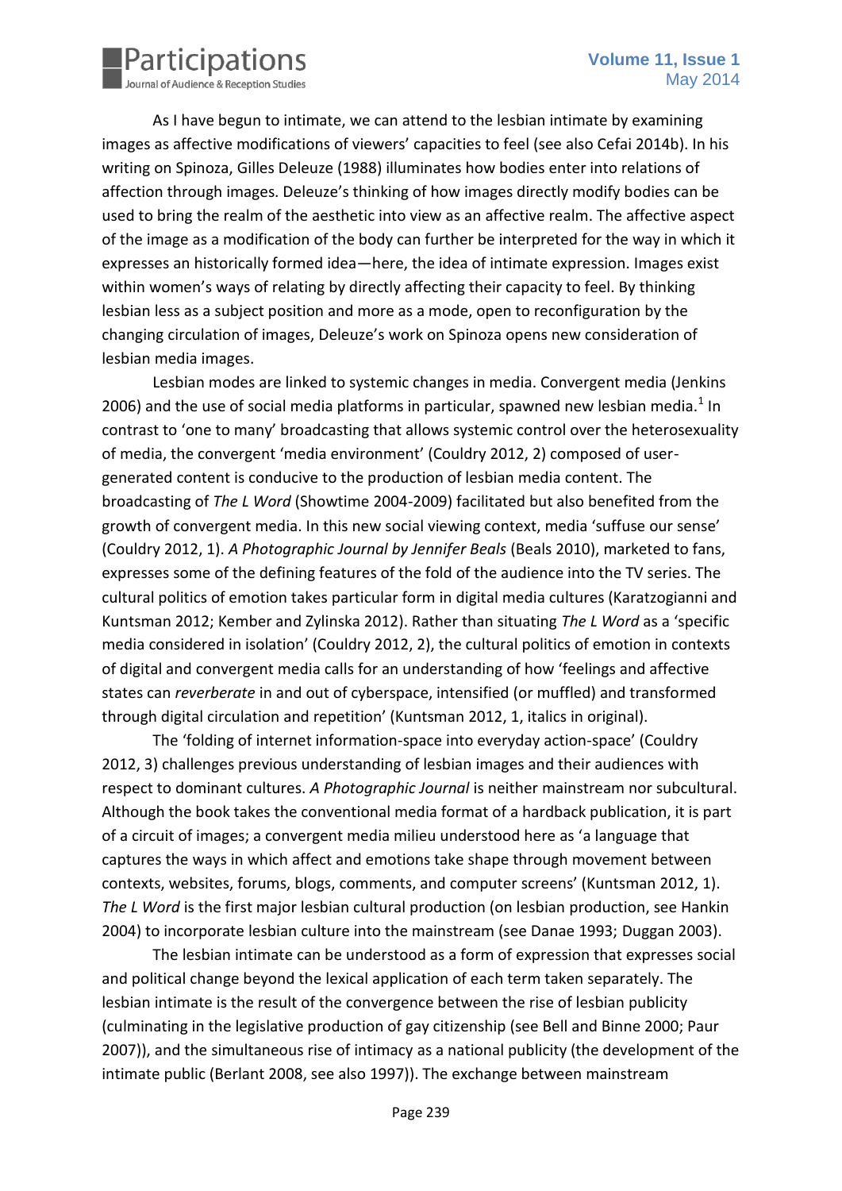As I have begun to intimate, we can attend to the lesbian intimate by examining images as affective modifications of viewers' capacities to feel (see also Cefai 2014b). In his writing on Spinoza, Gilles Deleuze (1988) illuminates how bodies enter into relations of affection through images. Deleuze's thinking of how images directly modify bodies can be used to bring the realm of the aesthetic into view as an affective realm. The affective aspect of the image as a modification of the body can further be interpreted for the way in which it expresses an historically formed idea—here, the idea of intimate expression. Images exist within women's ways of relating by directly affecting their capacity to feel. By thinking lesbian less as a subject position and more as a mode, open to reconfiguration by the changing circulation of images, Deleuze's work on Spinoza opens new consideration of lesbian media images.

Lesbian modes are linked to systemic changes in media. Convergent media (Jenkins 2006) and the use of social media platforms in particular, spawned new lesbian media.[1] In contrast to 'one to many' broadcasting that allows systemic control over the heterosexuality of media, the convergent 'media environment' (Couldry 2012, 2) composed of user-generated content is conducive to the production of lesbian media content. The broadcasting of *The L Word* (Showtime 2004-2009) facilitated but also benefited from the growth of convergent media. In this new social viewing context, media 'suffuse our sense' (Couldry 2012, 1). *A Photographic Journal by Jennifer Beals* (Beals 2010), marketed to fans, expresses some of the defining features of the fold of the audience into the TV series. The cultural politics of emotion takes particular form in digital media cultures (Karatzogianni and Kuntsman 2012; Kember and Zylinska 2012). Rather than situating *The L Word* as a 'specific media considered in isolation' (Couldry 2012, 2), the cultural politics of emotion in contexts of digital and convergent media calls for an understanding of how 'feelings and affective states can *reverberate* in and out of cyberspace, intensified (or muffled) and transformed through digital circulation and repetition' (Kuntsman 2012, 1, italics in original).

The 'folding of internet information-space into everyday action-space' (Couldry 2012, 3) challenges previous understanding of lesbian images and their audiences with respect to dominant cultures. *A Photographic Journal* is neither mainstream nor subcultural. Although the book takes the conventional media format of a hardback publication, it is part of a circuit of images; a convergent media milieu understood here as 'a language that captures the ways in which affect and emotions take shape through movement between contexts, websites, forums, blogs, comments, and computer screens' (Kuntsman 2012, 1). *The L Word* is the first major lesbian cultural production (on lesbian production, see Hankin 2004) to incorporate lesbian culture into the mainstream (see Danae 1993; Duggan 2003).

The lesbian intimate can be understood as a form of expression that expresses social and political change beyond the lexical application of each term taken separately. The lesbian intimate is the result of the convergence between the rise of lesbian publicity (culminating in the legislative production of gay citizenship (see Bell and Binne 2000; Paur 2007)), and the simultaneous rise of intimacy as a national publicity (the development of the intimate public (Berlant 2008, see also 1997)). The exchange between mainstream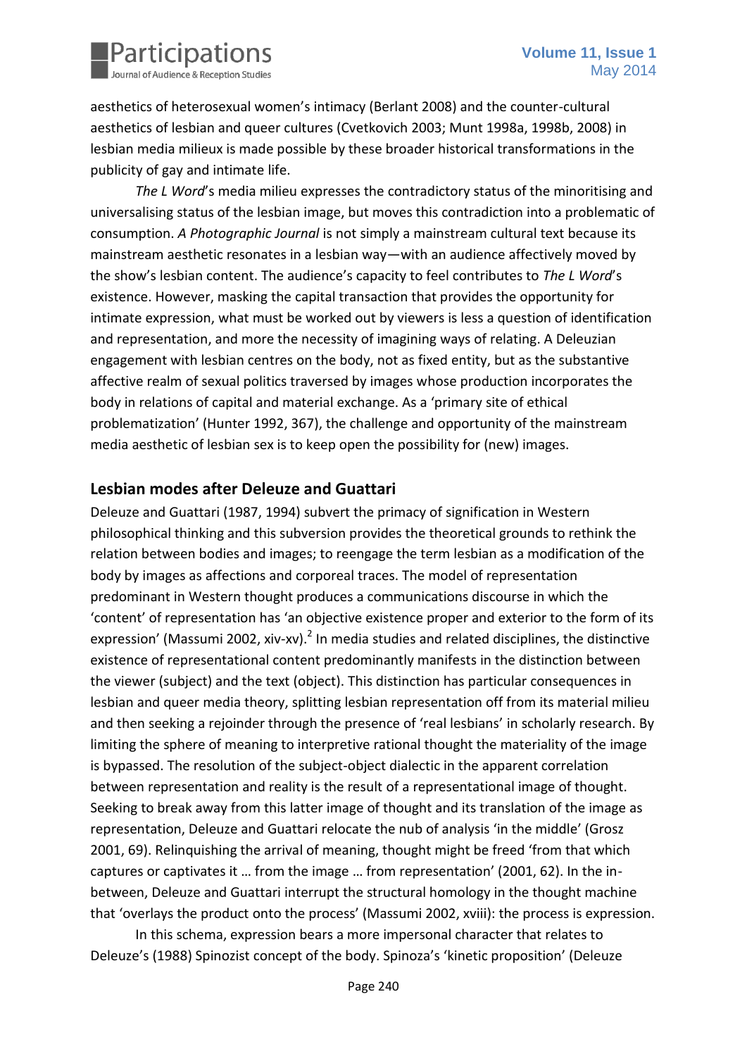aesthetics of heterosexual women's intimacy (Berlant 2008) and the counter-cultural aesthetics of lesbian and queer cultures (Cvetkovich 2003; Munt 1998a, 1998b, 2008) in lesbian media milieux is made possible by these broader historical transformations in the publicity of gay and intimate life.

*The L Word*'s media milieu expresses the contradictory status of the minoritising and universalising status of the lesbian image, but moves this contradiction into a problematic of consumption. *A Photographic Journal* is not simply a mainstream cultural text because its mainstream aesthetic resonates in a lesbian way—with an audience affectively moved by the show's lesbian content. The audience's capacity to feel contributes to *The L Word*'s existence. However, masking the capital transaction that provides the opportunity for intimate expression, what must be worked out by viewers is less a question of identification and representation, and more the necessity of imagining ways of relating. A Deleuzian engagement with lesbian centres on the body, not as fixed entity, but as the substantive affective realm of sexual politics traversed by images whose production incorporates the body in relations of capital and material exchange. As a 'primary site of ethical problematization' (Hunter 1992, 367), the challenge and opportunity of the mainstream media aesthetic of lesbian sex is to keep open the possibility for (new) images.

## Lesbian modes after Deleuze and Guattari

Deleuze and Guattari (1987, 1994) subvert the primacy of signification in Western philosophical thinking and this subversion provides the theoretical grounds to rethink the relation between bodies and images; to reengage the term lesbian as a modification of the body by images as affections and corporeal traces. The model of representation predominant in Western thought produces a communications discourse in which the 'content' of representation has 'an objective existence proper and exterior to the form of its expression' (Massumi 2002, xiv-xv).[2] In media studies and related disciplines, the distinctive existence of representational content predominantly manifests in the distinction between the viewer (subject) and the text (object). This distinction has particular consequences in lesbian and queer media theory, splitting lesbian representation off from its material milieu and then seeking a rejoinder through the presence of 'real lesbians' in scholarly research. By limiting the sphere of meaning to interpretive rational thought the materiality of the image is bypassed. The resolution of the subject-object dialectic in the apparent correlation between representation and reality is the result of a representational image of thought. Seeking to break away from this latter image of thought and its translation of the image as representation, Deleuze and Guattari relocate the nub of analysis 'in the middle' (Grosz 2001, 69). Relinquishing the arrival of meaning, thought might be freed 'from that which captures or captivates it … from the image … from representation' (2001, 62). In the in-between, Deleuze and Guattari interrupt the structural homology in the thought machine that 'overlays the product onto the process' (Massumi 2002, xviii): the process is expression.

In this schema, expression bears a more impersonal character that relates to Deleuze's (1988) Spinozist concept of the body. Spinoza's 'kinetic proposition' (Deleuze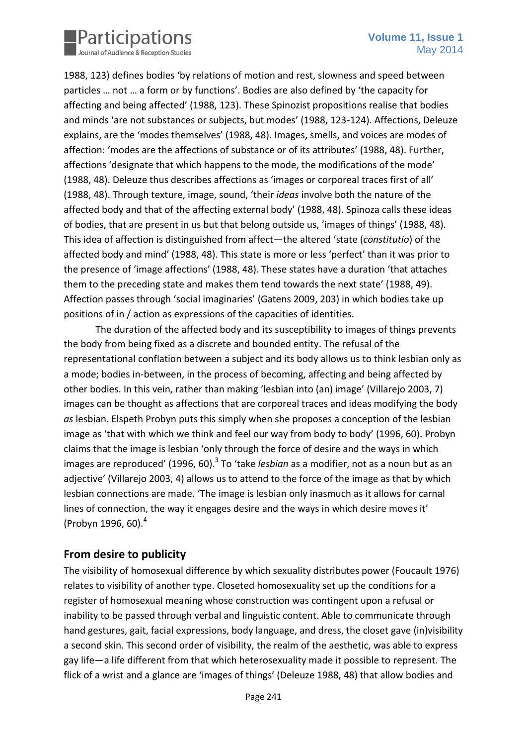1988, 123) defines bodies 'by relations of motion and rest, slowness and speed between particles … not … a form or by functions'. Bodies are also defined by 'the capacity for affecting and being affected' (1988, 123). These Spinozist propositions realise that bodies and minds 'are not substances or subjects, but modes' (1988, 123-124). Affections, Deleuze explains, are the 'modes themselves' (1988, 48). Images, smells, and voices are modes of affection: 'modes are the affections of substance or of its attributes' (1988, 48). Further, affections 'designate that which happens to the mode, the modifications of the mode' (1988, 48). Deleuze thus describes affections as 'images or corporeal traces first of all' (1988, 48). Through texture, image, sound, 'their *ideas* involve both the nature of the affected body and that of the affecting external body' (1988, 48). Spinoza calls these ideas of bodies, that are present in us but that belong outside us, 'images of things' (1988, 48). This idea of affection is distinguished from affect—the altered 'state (*constitutio*) of the affected body and mind' (1988, 48). This state is more or less 'perfect' than it was prior to the presence of 'image affections' (1988, 48). These states have a duration 'that attaches them to the preceding state and makes them tend towards the next state' (1988, 49). Affection passes through 'social imaginaries' (Gatens 2009, 203) in which bodies take up positions of in / action as expressions of the capacities of identities.

The duration of the affected body and its susceptibility to images of things prevents the body from being fixed as a discrete and bounded entity. The refusal of the representational conflation between a subject and its body allows us to think lesbian only as a mode; bodies in-between, in the process of becoming, affecting and being affected by other bodies. In this vein, rather than making 'lesbian into (an) image' (Villarejo 2003, 7) images can be thought as affections that are corporeal traces and ideas modifying the body *as* lesbian. Elspeth Probyn puts this simply when she proposes a conception of the lesbian image as 'that with which we think and feel our way from body to body' (1996, 60). Probyn claims that the image is lesbian 'only through the force of desire and the ways in which images are reproduced' (1996, 60).[3] To 'take *lesbian* as a modifier, not as a noun but as an adjective' (Villarejo 2003, 4) allows us to attend to the force of the image as that by which lesbian connections are made. 'The image is lesbian only inasmuch as it allows for carnal lines of connection, the way it engages desire and the ways in which desire moves it' (Probyn 1996, 60).[4]

## From desire to publicity

The visibility of homosexual difference by which sexuality distributes power (Foucault 1976) relates to visibility of another type. Closeted homosexuality set up the conditions for a register of homosexual meaning whose construction was contingent upon a refusal or inability to be passed through verbal and linguistic content. Able to communicate through hand gestures, gait, facial expressions, body language, and dress, the closet gave (in)visibility a second skin. This second order of visibility, the realm of the aesthetic, was able to express gay life—a life different from that which heterosexuality made it possible to represent. The flick of a wrist and a glance are 'images of things' (Deleuze 1988, 48) that allow bodies and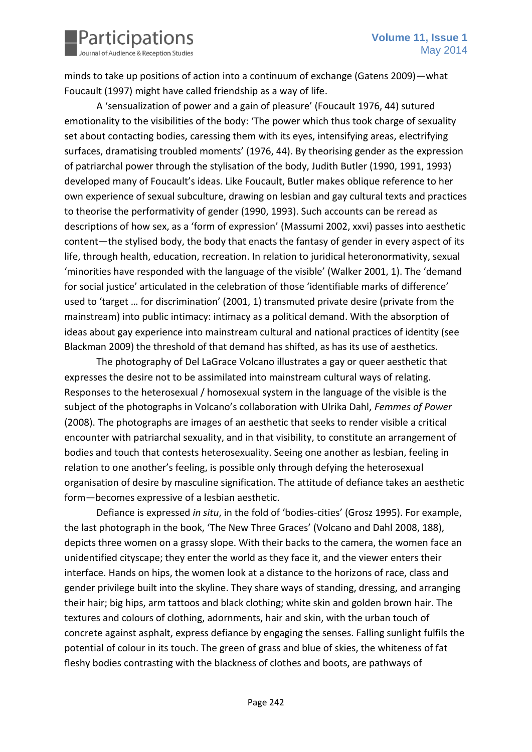minds to take up positions of action into a continuum of exchange (Gatens 2009)—what Foucault (1997) might have called friendship as a way of life.

A 'sensualization of power and a gain of pleasure' (Foucault 1976, 44) sutured emotionality to the visibilities of the body: 'The power which thus took charge of sexuality set about contacting bodies, caressing them with its eyes, intensifying areas, electrifying surfaces, dramatising troubled moments' (1976, 44). By theorising gender as the expression of patriarchal power through the stylisation of the body, Judith Butler (1990, 1991, 1993) developed many of Foucault's ideas. Like Foucault, Butler makes oblique reference to her own experience of sexual subculture, drawing on lesbian and gay cultural texts and practices to theorise the performativity of gender (1990, 1993). Such accounts can be reread as descriptions of how sex, as a 'form of expression' (Massumi 2002, xxvi) passes into aesthetic content—the stylised body, the body that enacts the fantasy of gender in every aspect of its life, through health, education, recreation. In relation to juridical heteronormativity, sexual 'minorities have responded with the language of the visible' (Walker 2001, 1). The 'demand for social justice' articulated in the celebration of those 'identifiable marks of difference' used to 'target … for discrimination' (2001, 1) transmuted private desire (private from the mainstream) into public intimacy: intimacy as a political demand. With the absorption of ideas about gay experience into mainstream cultural and national practices of identity (see Blackman 2009) the threshold of that demand has shifted, as has its use of aesthetics.

The photography of Del LaGrace Volcano illustrates a gay or queer aesthetic that expresses the desire not to be assimilated into mainstream cultural ways of relating. Responses to the heterosexual / homosexual system in the language of the visible is the subject of the photographs in Volcano's collaboration with Ulrika Dahl, *Femmes of Power* (2008). The photographs are images of an aesthetic that seeks to render visible a critical encounter with patriarchal sexuality, and in that visibility, to constitute an arrangement of bodies and touch that contests heterosexuality. Seeing one another as lesbian, feeling in relation to one another's feeling, is possible only through defying the heterosexual organisation of desire by masculine signification. The attitude of defiance takes an aesthetic form—becomes expressive of a lesbian aesthetic.

Defiance is expressed *in situ*, in the fold of 'bodies-cities' (Grosz 1995). For example, the last photograph in the book, 'The New Three Graces' (Volcano and Dahl 2008, 188), depicts three women on a grassy slope. With their backs to the camera, the women face an unidentified cityscape; they enter the world as they face it, and the viewer enters their interface. Hands on hips, the women look at a distance to the horizons of race, class and gender privilege built into the skyline. They share ways of standing, dressing, and arranging their hair; big hips, arm tattoos and black clothing; white skin and golden brown hair. The textures and colours of clothing, adornments, hair and skin, with the urban touch of concrete against asphalt, express defiance by engaging the senses. Falling sunlight fulfils the potential of colour in its touch. The green of grass and blue of skies, the whiteness of fat fleshy bodies contrasting with the blackness of clothes and boots, are pathways of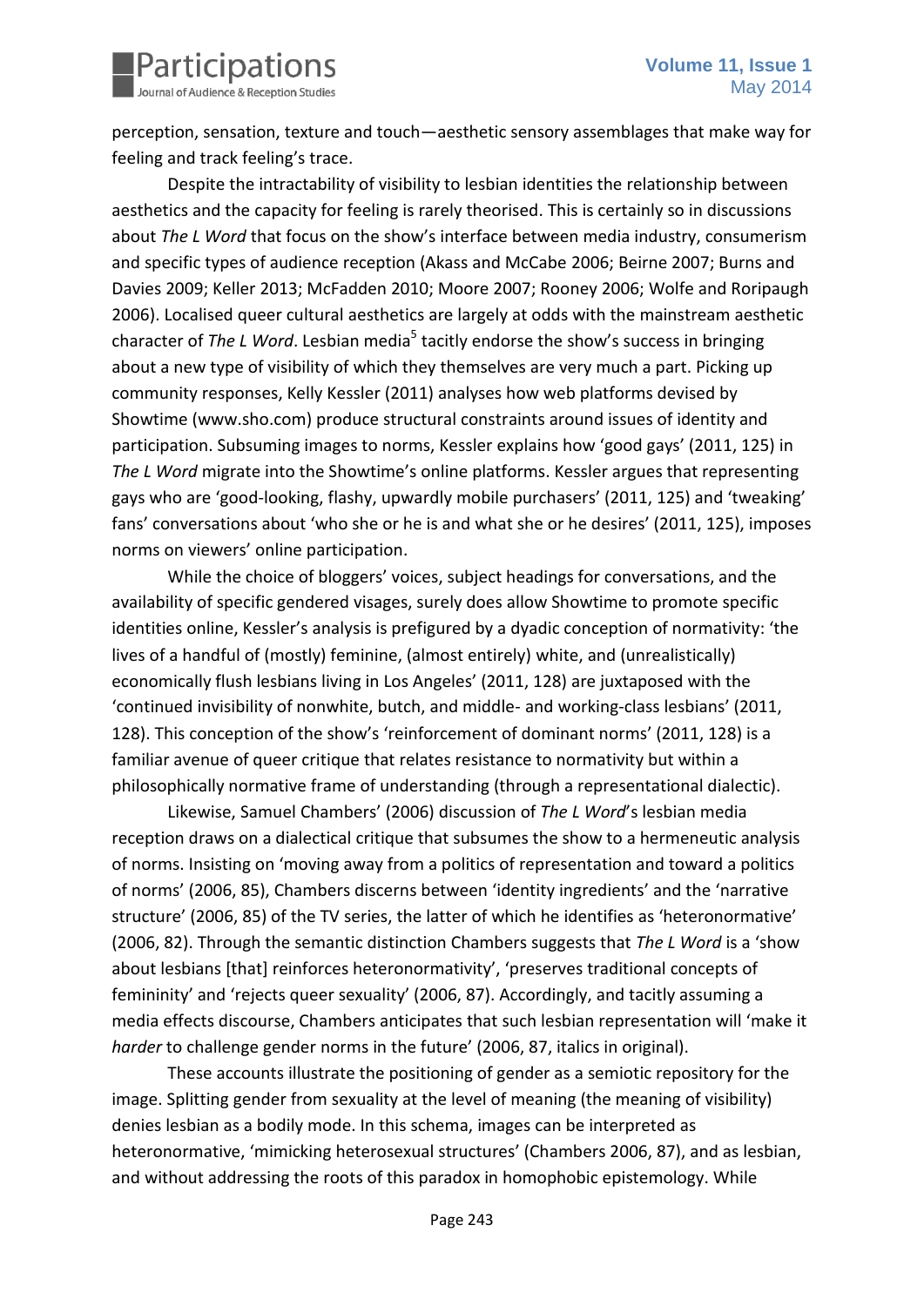perception, sensation, texture and touch—aesthetic sensory assemblages that make way for feeling and track feeling's trace.

Despite the intractability of visibility to lesbian identities the relationship between aesthetics and the capacity for feeling is rarely theorised. This is certainly so in discussions about *The L Word* that focus on the show's interface between media industry, consumerism and specific types of audience reception (Akass and McCabe 2006; Beirne 2007; Burns and Davies 2009; Keller 2013; McFadden 2010; Moore 2007; Rooney 2006; Wolfe and Roripaugh 2006). Localised queer cultural aesthetics are largely at odds with the mainstream aesthetic character of *The L Word*. Lesbian media[5] tacitly endorse the show's success in bringing about a new type of visibility of which they themselves are very much a part. Picking up community responses, Kelly Kessler (2011) analyses how web platforms devised by Showtime (www.sho.com) produce structural constraints around issues of identity and participation. Subsuming images to norms, Kessler explains how 'good gays' (2011, 125) in *The L Word* migrate into the Showtime's online platforms. Kessler argues that representing gays who are 'good-looking, flashy, upwardly mobile purchasers' (2011, 125) and 'tweaking' fans' conversations about 'who she or he is and what she or he desires' (2011, 125), imposes norms on viewers' online participation.

While the choice of bloggers' voices, subject headings for conversations, and the availability of specific gendered visages, surely does allow Showtime to promote specific identities online, Kessler's analysis is prefigured by a dyadic conception of normativity: 'the lives of a handful of (mostly) feminine, (almost entirely) white, and (unrealistically) economically flush lesbians living in Los Angeles' (2011, 128) are juxtaposed with the 'continued invisibility of nonwhite, butch, and middle- and working-class lesbians' (2011, 128). This conception of the show's 'reinforcement of dominant norms' (2011, 128) is a familiar avenue of queer critique that relates resistance to normativity but within a philosophically normative frame of understanding (through a representational dialectic).

Likewise, Samuel Chambers' (2006) discussion of *The L Word*'s lesbian media reception draws on a dialectical critique that subsumes the show to a hermeneutic analysis of norms. Insisting on 'moving away from a politics of representation and toward a politics of norms' (2006, 85), Chambers discerns between 'identity ingredients' and the 'narrative structure' (2006, 85) of the TV series, the latter of which he identifies as 'heteronormative' (2006, 82). Through the semantic distinction Chambers suggests that *The L Word* is a 'show about lesbians [that] reinforces heteronormativity', 'preserves traditional concepts of femininity' and 'rejects queer sexuality' (2006, 87). Accordingly, and tacitly assuming a media effects discourse, Chambers anticipates that such lesbian representation will 'make it *harder* to challenge gender norms in the future' (2006, 87, italics in original).

These accounts illustrate the positioning of gender as a semiotic repository for the image. Splitting gender from sexuality at the level of meaning (the meaning of visibility) denies lesbian as a bodily mode. In this schema, images can be interpreted as heteronormative, 'mimicking heterosexual structures' (Chambers 2006, 87), and as lesbian, and without addressing the roots of this paradox in homophobic epistemology. While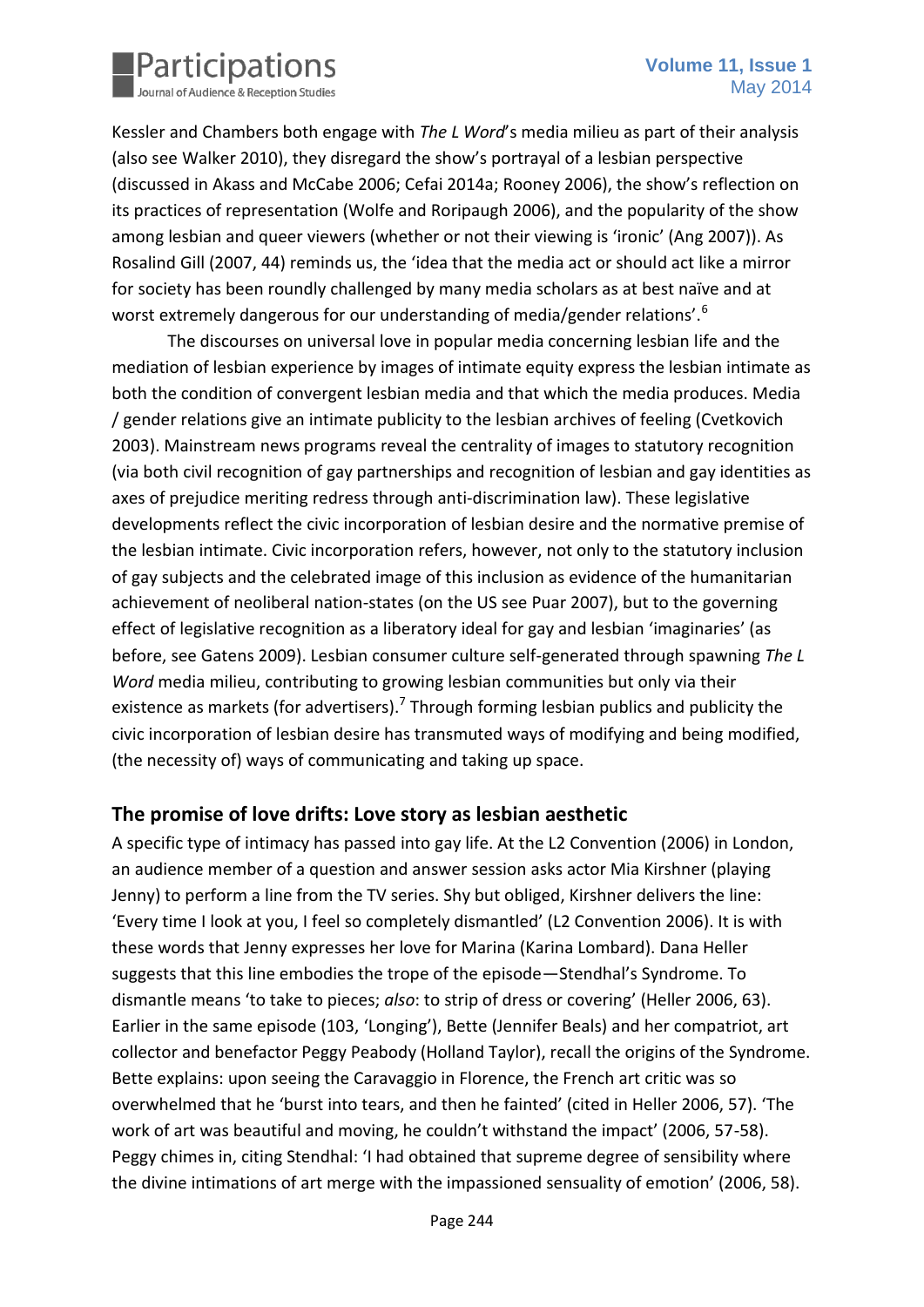Kessler and Chambers both engage with *The L Word*'s media milieu as part of their analysis (also see Walker 2010), they disregard the show's portrayal of a lesbian perspective (discussed in Akass and McCabe 2006; Cefai 2014a; Rooney 2006), the show's reflection on its practices of representation (Wolfe and Roripaugh 2006), and the popularity of the show among lesbian and queer viewers (whether or not their viewing is 'ironic' (Ang 2007)). As Rosalind Gill (2007, 44) reminds us, the 'idea that the media act or should act like a mirror for society has been roundly challenged by many media scholars as at best naïve and at worst extremely dangerous for our understanding of media/gender relations'.[6]

The discourses on universal love in popular media concerning lesbian life and the mediation of lesbian experience by images of intimate equity express the lesbian intimate as both the condition of convergent lesbian media and that which the media produces. Media / gender relations give an intimate publicity to the lesbian archives of feeling (Cvetkovich 2003). Mainstream news programs reveal the centrality of images to statutory recognition (via both civil recognition of gay partnerships and recognition of lesbian and gay identities as axes of prejudice meriting redress through anti-discrimination law). These legislative developments reflect the civic incorporation of lesbian desire and the normative premise of the lesbian intimate. Civic incorporation refers, however, not only to the statutory inclusion of gay subjects and the celebrated image of this inclusion as evidence of the humanitarian achievement of neoliberal nation-states (on the US see Puar 2007), but to the governing effect of legislative recognition as a liberatory ideal for gay and lesbian 'imaginaries' (as before, see Gatens 2009). Lesbian consumer culture self-generated through spawning *The L Word* media milieu, contributing to growing lesbian communities but only via their existence as markets (for advertisers).[7] Through forming lesbian publics and publicity the civic incorporation of lesbian desire has transmuted ways of modifying and being modified, (the necessity of) ways of communicating and taking up space.

## The promise of love drifts: Love story as lesbian aesthetic

A specific type of intimacy has passed into gay life. At the L2 Convention (2006) in London, an audience member of a question and answer session asks actor Mia Kirshner (playing Jenny) to perform a line from the TV series. Shy but obliged, Kirshner delivers the line: 'Every time I look at you, I feel so completely dismantled' (L2 Convention 2006). It is with these words that Jenny expresses her love for Marina (Karina Lombard). Dana Heller suggests that this line embodies the trope of the episode—Stendhal's Syndrome. To dismantle means 'to take to pieces; *also*: to strip of dress or covering' (Heller 2006, 63). Earlier in the same episode (103, 'Longing'), Bette (Jennifer Beals) and her compatriot, art collector and benefactor Peggy Peabody (Holland Taylor), recall the origins of the Syndrome. Bette explains: upon seeing the Caravaggio in Florence, the French art critic was so overwhelmed that he 'burst into tears, and then he fainted' (cited in Heller 2006, 57). 'The work of art was beautiful and moving, he couldn't withstand the impact' (2006, 57-58). Peggy chimes in, citing Stendhal: 'I had obtained that supreme degree of sensibility where the divine intimations of art merge with the impassioned sensuality of emotion' (2006, 58).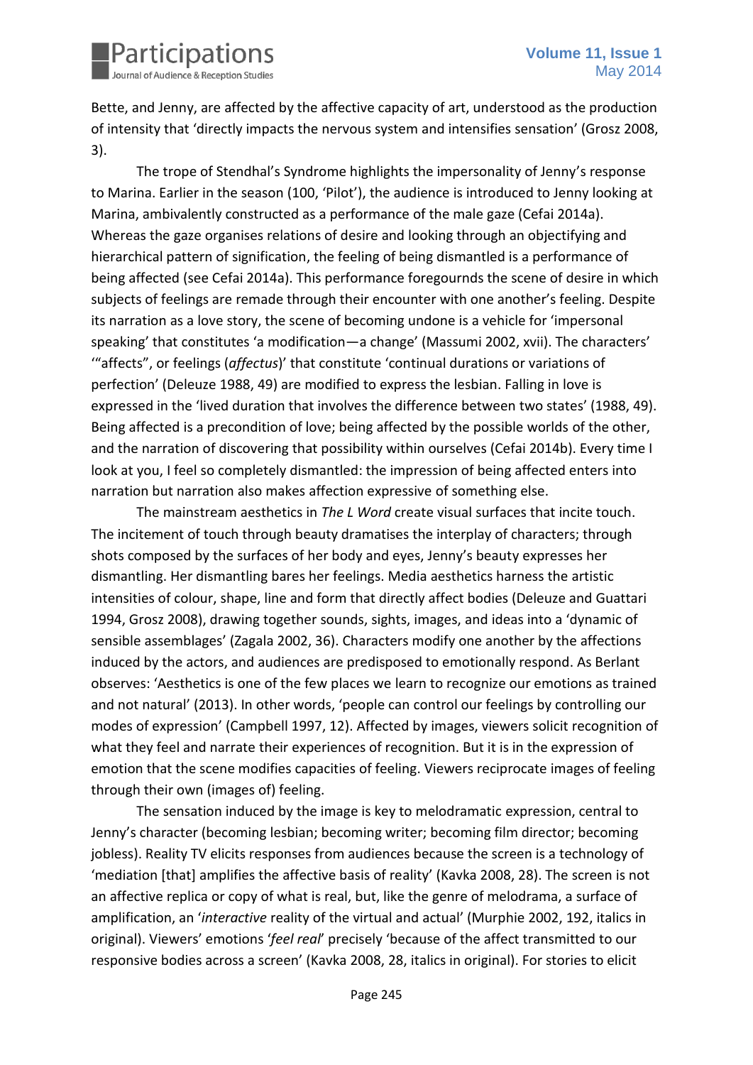Bette, and Jenny, are affected by the affective capacity of art, understood as the production of intensity that 'directly impacts the nervous system and intensifies sensation' (Grosz 2008, 3).

The trope of Stendhal's Syndrome highlights the impersonality of Jenny's response to Marina. Earlier in the season (100, 'Pilot'), the audience is introduced to Jenny looking at Marina, ambivalently constructed as a performance of the male gaze (Cefai 2014a). Whereas the gaze organises relations of desire and looking through an objectifying and hierarchical pattern of signification, the feeling of being dismantled is a performance of being affected (see Cefai 2014a). This performance foregournds the scene of desire in which subjects of feelings are remade through their encounter with one another's feeling. Despite its narration as a love story, the scene of becoming undone is a vehicle for 'impersonal speaking' that constitutes 'a modification—a change' (Massumi 2002, xvii). The characters' '"affects", or feelings (*affectus*)' that constitute 'continual durations or variations of perfection' (Deleuze 1988, 49) are modified to express the lesbian. Falling in love is expressed in the 'lived duration that involves the difference between two states' (1988, 49). Being affected is a precondition of love; being affected by the possible worlds of the other, and the narration of discovering that possibility within ourselves (Cefai 2014b). Every time I look at you, I feel so completely dismantled: the impression of being affected enters into narration but narration also makes affection expressive of something else.

The mainstream aesthetics in *The L Word* create visual surfaces that incite touch. The incitement of touch through beauty dramatises the interplay of characters; through shots composed by the surfaces of her body and eyes, Jenny's beauty expresses her dismantling. Her dismantling bares her feelings. Media aesthetics harness the artistic intensities of colour, shape, line and form that directly affect bodies (Deleuze and Guattari 1994, Grosz 2008), drawing together sounds, sights, images, and ideas into a 'dynamic of sensible assemblages' (Zagala 2002, 36). Characters modify one another by the affections induced by the actors, and audiences are predisposed to emotionally respond. As Berlant observes: 'Aesthetics is one of the few places we learn to recognize our emotions as trained and not natural' (2013). In other words, 'people can control our feelings by controlling our modes of expression' (Campbell 1997, 12). Affected by images, viewers solicit recognition of what they feel and narrate their experiences of recognition. But it is in the expression of emotion that the scene modifies capacities of feeling. Viewers reciprocate images of feeling through their own (images of) feeling.

The sensation induced by the image is key to melodramatic expression, central to Jenny's character (becoming lesbian; becoming writer; becoming film director; becoming jobless). Reality TV elicits responses from audiences because the screen is a technology of 'mediation [that] amplifies the affective basis of reality' (Kavka 2008, 28). The screen is not an affective replica or copy of what is real, but, like the genre of melodrama, a surface of amplification, an '*interactive* reality of the virtual and actual' (Murphie 2002, 192, italics in original). Viewers' emotions '*feel real*' precisely 'because of the affect transmitted to our responsive bodies across a screen' (Kavka 2008, 28, italics in original). For stories to elicit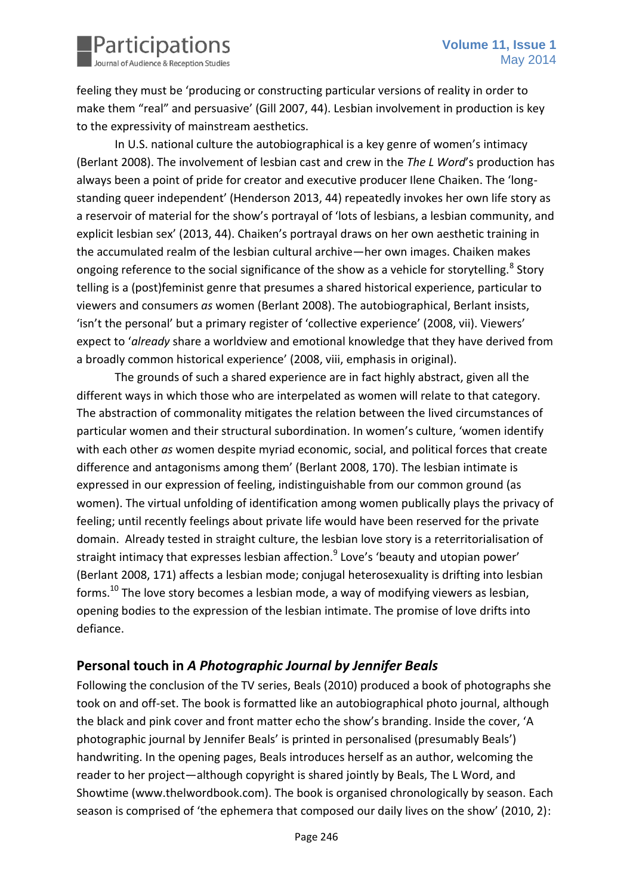feeling they must be 'producing or constructing particular versions of reality in order to make them "real" and persuasive' (Gill 2007, 44). Lesbian involvement in production is key to the expressivity of mainstream aesthetics.

In U.S. national culture the autobiographical is a key genre of women's intimacy (Berlant 2008). The involvement of lesbian cast and crew in the *The L Word*'s production has always been a point of pride for creator and executive producer Ilene Chaiken. The 'long-standing queer independent' (Henderson 2013, 44) repeatedly invokes her own life story as a reservoir of material for the show's portrayal of 'lots of lesbians, a lesbian community, and explicit lesbian sex' (2013, 44). Chaiken's portrayal draws on her own aesthetic training in the accumulated realm of the lesbian cultural archive—her own images. Chaiken makes ongoing reference to the social significance of the show as a vehicle for storytelling.[8] Story telling is a (post)feminist genre that presumes a shared historical experience, particular to viewers and consumers *as* women (Berlant 2008). The autobiographical, Berlant insists, 'isn't the personal' but a primary register of 'collective experience' (2008, vii). Viewers' expect to '*already* share a worldview and emotional knowledge that they have derived from a broadly common historical experience' (2008, viii, emphasis in original).

The grounds of such a shared experience are in fact highly abstract, given all the different ways in which those who are interpelated as women will relate to that category. The abstraction of commonality mitigates the relation between the lived circumstances of particular women and their structural subordination. In women's culture, 'women identify with each other *as* women despite myriad economic, social, and political forces that create difference and antagonisms among them' (Berlant 2008, 170). The lesbian intimate is expressed in our expression of feeling, indistinguishable from our common ground (as women). The virtual unfolding of identification among women publically plays the privacy of feeling; until recently feelings about private life would have been reserved for the private domain. Already tested in straight culture, the lesbian love story is a reterritorialisation of straight intimacy that expresses lesbian affection.[9] Love's 'beauty and utopian power' (Berlant 2008, 171) affects a lesbian mode; conjugal heterosexuality is drifting into lesbian forms.[10] The love story becomes a lesbian mode, a way of modifying viewers as lesbian, opening bodies to the expression of the lesbian intimate. The promise of love drifts into defiance.

## Personal touch in *A Photographic Journal by Jennifer Beals*

Following the conclusion of the TV series, Beals (2010) produced a book of photographs she took on and off-set. The book is formatted like an autobiographical photo journal, although the black and pink cover and front matter echo the show's branding. Inside the cover, 'A photographic journal by Jennifer Beals' is printed in personalised (presumably Beals') handwriting. In the opening pages, Beals introduces herself as an author, welcoming the reader to her project—although copyright is shared jointly by Beals, The L Word, and Showtime (www.thelwordbook.com). The book is organised chronologically by season. Each season is comprised of 'the ephemera that composed our daily lives on the show' (2010, 2):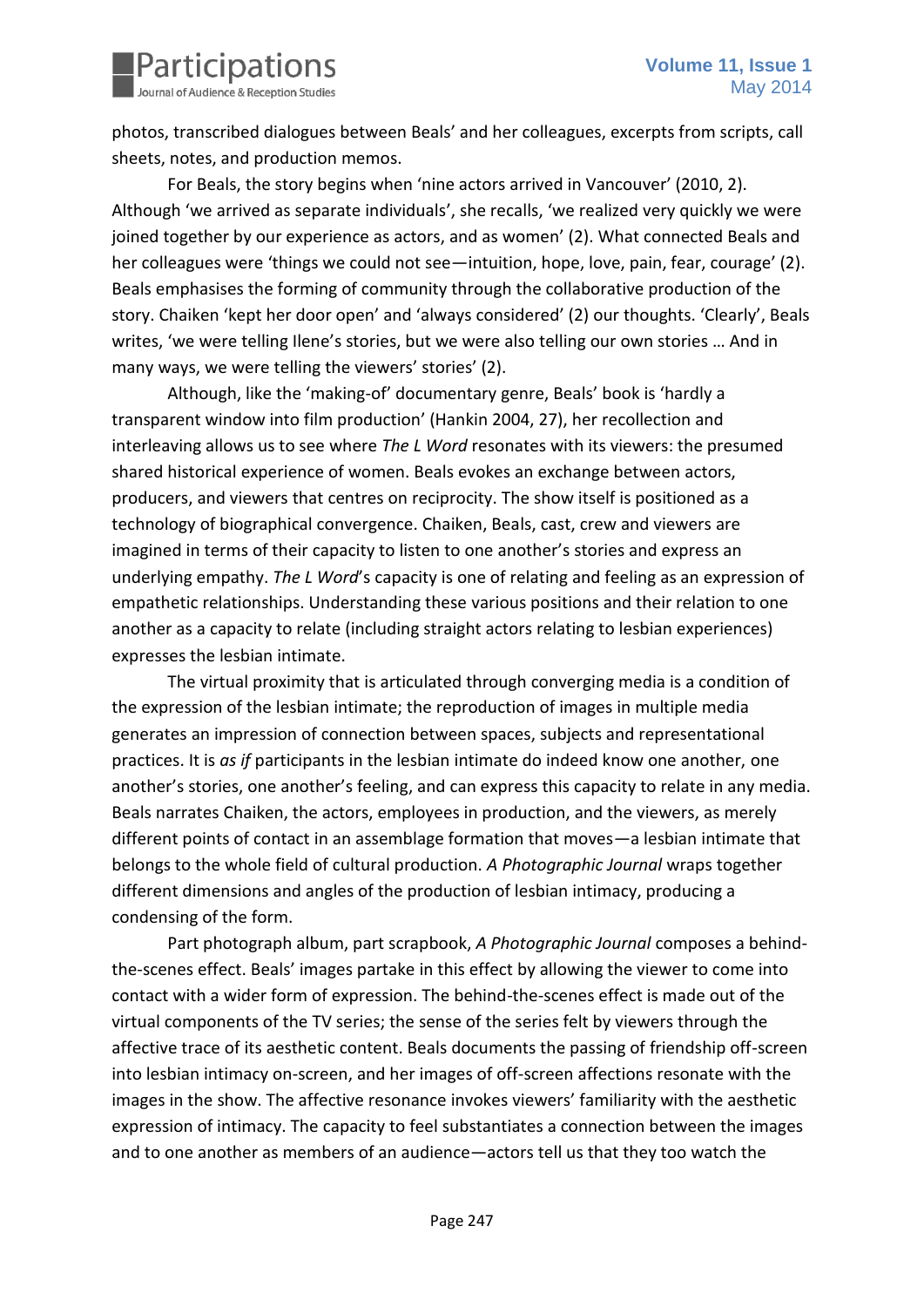photos, transcribed dialogues between Beals' and her colleagues, excerpts from scripts, call sheets, notes, and production memos.

For Beals, the story begins when 'nine actors arrived in Vancouver' (2010, 2). Although 'we arrived as separate individuals', she recalls, 'we realized very quickly we were joined together by our experience as actors, and as women' (2). What connected Beals and her colleagues were 'things we could not see—intuition, hope, love, pain, fear, courage' (2). Beals emphasises the forming of community through the collaborative production of the story. Chaiken 'kept her door open' and 'always considered' (2) our thoughts. 'Clearly', Beals writes, 'we were telling Ilene's stories, but we were also telling our own stories … And in many ways, we were telling the viewers' stories' (2).

Although, like the 'making-of' documentary genre, Beals' book is 'hardly a transparent window into film production' (Hankin 2004, 27), her recollection and interleaving allows us to see where *The L Word* resonates with its viewers: the presumed shared historical experience of women. Beals evokes an exchange between actors, producers, and viewers that centres on reciprocity. The show itself is positioned as a technology of biographical convergence. Chaiken, Beals, cast, crew and viewers are imagined in terms of their capacity to listen to one another's stories and express an underlying empathy. *The L Word*'s capacity is one of relating and feeling as an expression of empathetic relationships. Understanding these various positions and their relation to one another as a capacity to relate (including straight actors relating to lesbian experiences) expresses the lesbian intimate.

The virtual proximity that is articulated through converging media is a condition of the expression of the lesbian intimate; the reproduction of images in multiple media generates an impression of connection between spaces, subjects and representational practices. It is *as if* participants in the lesbian intimate do indeed know one another, one another's stories, one another's feeling, and can express this capacity to relate in any media. Beals narrates Chaiken, the actors, employees in production, and the viewers, as merely different points of contact in an assemblage formation that moves—a lesbian intimate that belongs to the whole field of cultural production. *A Photographic Journal* wraps together different dimensions and angles of the production of lesbian intimacy, producing a condensing of the form.

Part photograph album, part scrapbook, *A Photographic Journal* composes a behind-the-scenes effect. Beals' images partake in this effect by allowing the viewer to come into contact with a wider form of expression. The behind-the-scenes effect is made out of the virtual components of the TV series; the sense of the series felt by viewers through the affective trace of its aesthetic content. Beals documents the passing of friendship off-screen into lesbian intimacy on-screen, and her images of off-screen affections resonate with the images in the show. The affective resonance invokes viewers' familiarity with the aesthetic expression of intimacy. The capacity to feel substantiates a connection between the images and to one another as members of an audience—actors tell us that they too watch the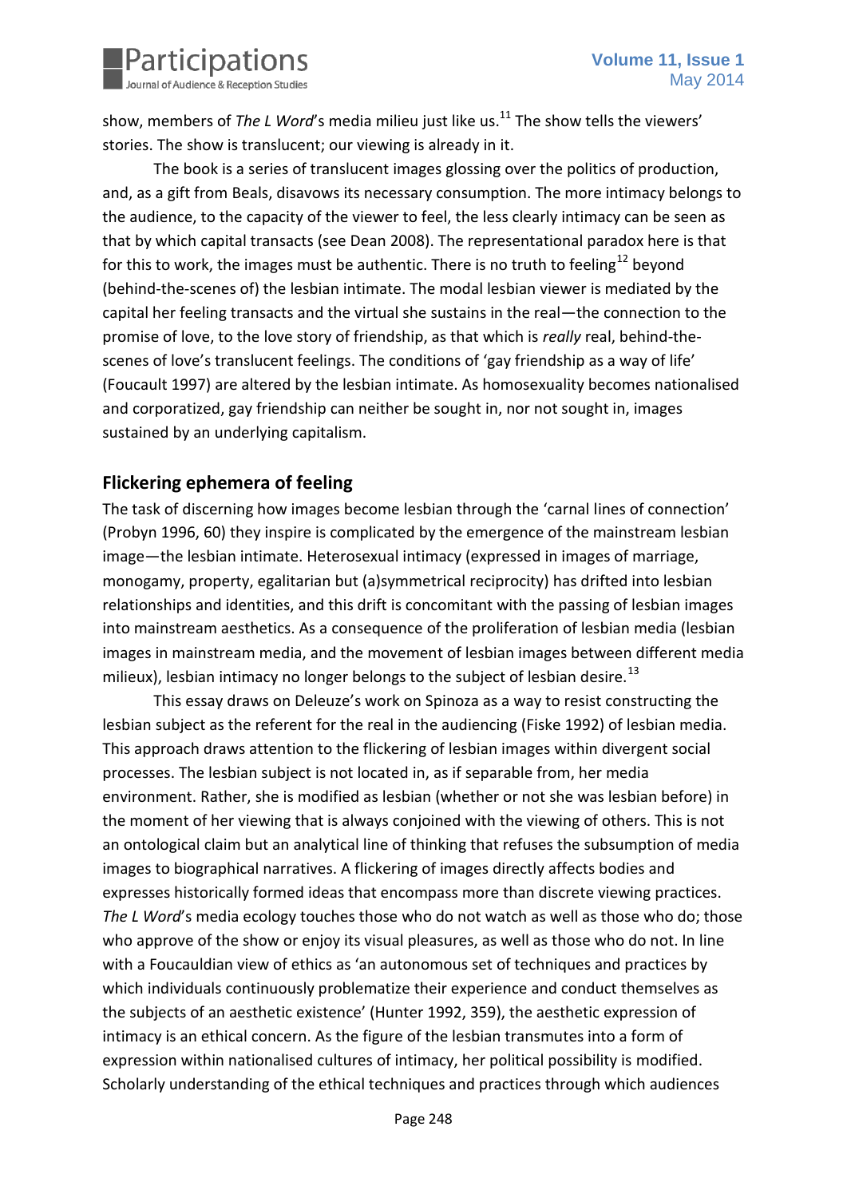show, members of *The L Word*'s media milieu just like us.[11] The show tells the viewers' stories. The show is translucent; our viewing is already in it.

The book is a series of translucent images glossing over the politics of production, and, as a gift from Beals, disavows its necessary consumption. The more intimacy belongs to the audience, to the capacity of the viewer to feel, the less clearly intimacy can be seen as that by which capital transacts (see Dean 2008). The representational paradox here is that for this to work, the images must be authentic. There is no truth to feeling[12] beyond (behind-the-scenes of) the lesbian intimate. The modal lesbian viewer is mediated by the capital her feeling transacts and the virtual she sustains in the real—the connection to the promise of love, to the love story of friendship, as that which is *really* real, behind-the-scenes of love's translucent feelings. The conditions of 'gay friendship as a way of life' (Foucault 1997) are altered by the lesbian intimate. As homosexuality becomes nationalised and corporatized, gay friendship can neither be sought in, nor not sought in, images sustained by an underlying capitalism.

## Flickering ephemera of feeling

The task of discerning how images become lesbian through the 'carnal lines of connection' (Probyn 1996, 60) they inspire is complicated by the emergence of the mainstream lesbian image—the lesbian intimate. Heterosexual intimacy (expressed in images of marriage, monogamy, property, egalitarian but (a)symmetrical reciprocity) has drifted into lesbian relationships and identities, and this drift is concomitant with the passing of lesbian images into mainstream aesthetics. As a consequence of the proliferation of lesbian media (lesbian images in mainstream media, and the movement of lesbian images between different media milieux), lesbian intimacy no longer belongs to the subject of lesbian desire.[13]

This essay draws on Deleuze's work on Spinoza as a way to resist constructing the lesbian subject as the referent for the real in the audiencing (Fiske 1992) of lesbian media. This approach draws attention to the flickering of lesbian images within divergent social processes. The lesbian subject is not located in, as if separable from, her media environment. Rather, she is modified as lesbian (whether or not she was lesbian before) in the moment of her viewing that is always conjoined with the viewing of others. This is not an ontological claim but an analytical line of thinking that refuses the subsumption of media images to biographical narratives. A flickering of images directly affects bodies and expresses historically formed ideas that encompass more than discrete viewing practices. *The L Word*'s media ecology touches those who do not watch as well as those who do; those who approve of the show or enjoy its visual pleasures, as well as those who do not. In line with a Foucauldian view of ethics as 'an autonomous set of techniques and practices by which individuals continuously problematize their experience and conduct themselves as the subjects of an aesthetic existence' (Hunter 1992, 359), the aesthetic expression of intimacy is an ethical concern. As the figure of the lesbian transmutes into a form of expression within nationalised cultures of intimacy, her political possibility is modified. Scholarly understanding of the ethical techniques and practices through which audiences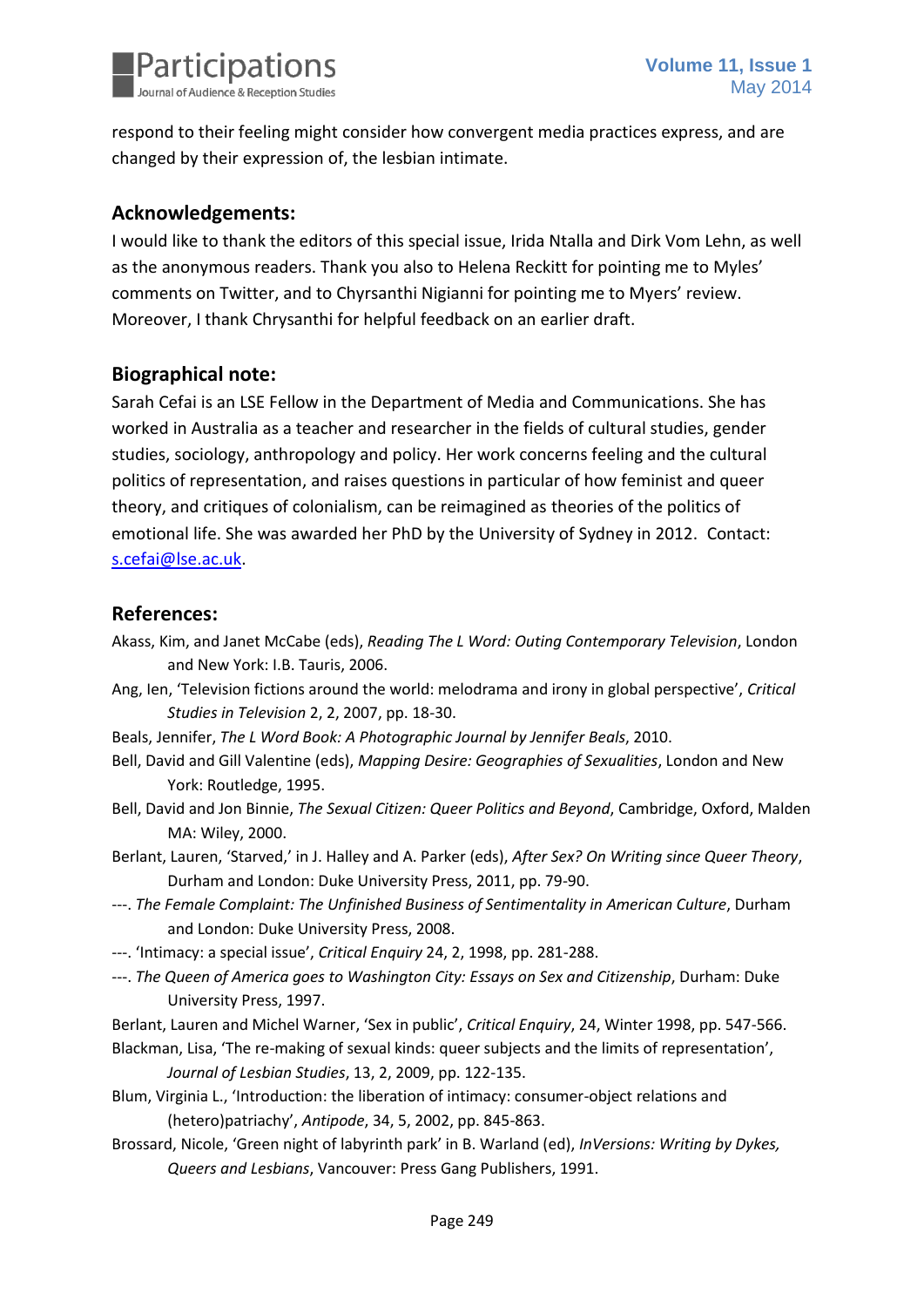respond to their feeling might consider how convergent media practices express, and are changed by their expression of, the lesbian intimate.

## Acknowledgements:

I would like to thank the editors of this special issue, Irida Ntalla and Dirk Vom Lehn, as well as the anonymous readers. Thank you also to Helena Reckitt for pointing me to Myles' comments on Twitter, and to Chyrsanthi Nigianni for pointing me to Myers' review. Moreover, I thank Chrysanthi for helpful feedback on an earlier draft.

## Biographical note:

Sarah Cefai is an LSE Fellow in the Department of Media and Communications. She has worked in Australia as a teacher and researcher in the fields of cultural studies, gender studies, sociology, anthropology and policy. Her work concerns feeling and the cultural politics of representation, and raises questions in particular of how feminist and queer theory, and critiques of colonialism, can be reimagined as theories of the politics of emotional life. She was awarded her PhD by the University of Sydney in 2012. Contact: s.cefai@lse.ac.uk.

## References:

Akass, Kim, and Janet McCabe (eds), *Reading The L Word: Outing Contemporary Television*, London and New York: I.B. Tauris, 2006.

Ang, Ien, 'Television fictions around the world: melodrama and irony in global perspective', *Critical Studies in Television* 2, 2, 2007, pp. 18-30.

Beals, Jennifer, *The L Word Book: A Photographic Journal by Jennifer Beals*, 2010.

Bell, David and Gill Valentine (eds), *Mapping Desire: Geographies of Sexualities*, London and New York: Routledge, 1995.

Bell, David and Jon Binnie, *The Sexual Citizen: Queer Politics and Beyond*, Cambridge, Oxford, Malden MA: Wiley, 2000.

Berlant, Lauren, 'Starved,' in J. Halley and A. Parker (eds), *After Sex? On Writing since Queer Theory*, Durham and London: Duke University Press, 2011, pp. 79-90.

---. *The Female Complaint: The Unfinished Business of Sentimentality in American Culture*, Durham and London: Duke University Press, 2008.

---. 'Intimacy: a special issue', *Critical Enquiry* 24, 2, 1998, pp. 281-288.

---. *The Queen of America goes to Washington City: Essays on Sex and Citizenship*, Durham: Duke University Press, 1997.

Berlant, Lauren and Michel Warner, 'Sex in public', *Critical Enquiry*, 24, Winter 1998, pp. 547-566.

Blackman, Lisa, 'The re-making of sexual kinds: queer subjects and the limits of representation', *Journal of Lesbian Studies*, 13, 2, 2009, pp. 122-135.

Blum, Virginia L., 'Introduction: the liberation of intimacy: consumer-object relations and (hetero)patriachy', *Antipode*, 34, 5, 2002, pp. 845-863.

Brossard, Nicole, 'Green night of labyrinth park' in B. Warland (ed), *InVersions: Writing by Dykes, Queers and Lesbians*, Vancouver: Press Gang Publishers, 1991.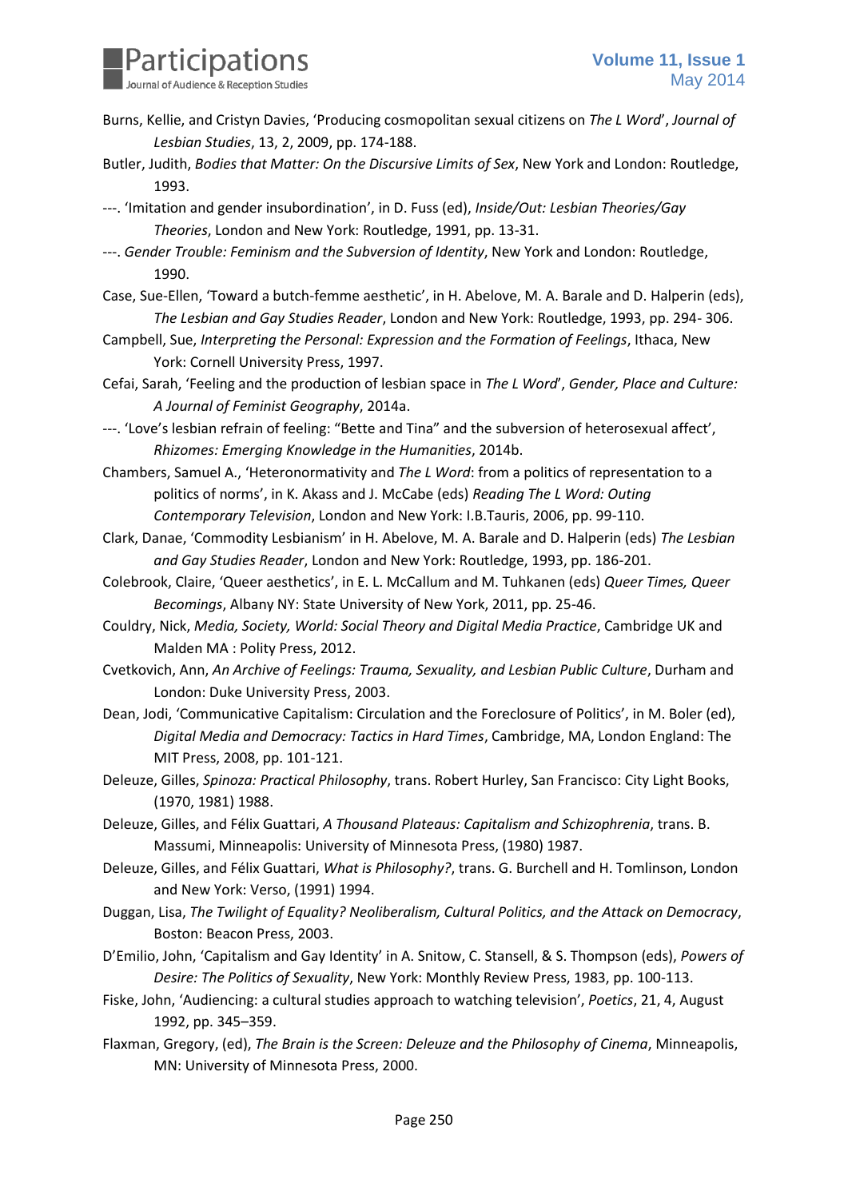Burns, Kellie, and Cristyn Davies, 'Producing cosmopolitan sexual citizens on *The L Word*', *Journal of Lesbian Studies*, 13, 2, 2009, pp. 174-188.

Butler, Judith, *Bodies that Matter: On the Discursive Limits of Sex*, New York and London: Routledge, 1993.

---. 'Imitation and gender insubordination', in D. Fuss (ed), *Inside/Out: Lesbian Theories/Gay Theories*, London and New York: Routledge, 1991, pp. 13-31.

---. *Gender Trouble: Feminism and the Subversion of Identity*, New York and London: Routledge, 1990.

Case, Sue-Ellen, 'Toward a butch-femme aesthetic', in H. Abelove, M. A. Barale and D. Halperin (eds), *The Lesbian and Gay Studies Reader*, London and New York: Routledge, 1993, pp. 294- 306.

Campbell, Sue, *Interpreting the Personal: Expression and the Formation of Feelings*, Ithaca, New York: Cornell University Press, 1997.

Cefai, Sarah, 'Feeling and the production of lesbian space in *The L Word*', *Gender, Place and Culture: A Journal of Feminist Geography*, 2014a.

---. 'Love's lesbian refrain of feeling: "Bette and Tina" and the subversion of heterosexual affect', *Rhizomes: Emerging Knowledge in the Humanities*, 2014b.

Chambers, Samuel A., 'Heteronormativity and *The L Word*: from a politics of representation to a politics of norms', in K. Akass and J. McCabe (eds) *Reading The L Word: Outing Contemporary Television*, London and New York: I.B.Tauris, 2006, pp. 99-110.

Clark, Danae, 'Commodity Lesbianism' in H. Abelove, M. A. Barale and D. Halperin (eds) *The Lesbian and Gay Studies Reader*, London and New York: Routledge, 1993, pp. 186-201.

Colebrook, Claire, 'Queer aesthetics', in E. L. McCallum and M. Tuhkanen (eds) *Queer Times, Queer Becomings*, Albany NY: State University of New York, 2011, pp. 25-46.

Couldry, Nick, *Media, Society, World: Social Theory and Digital Media Practice*, Cambridge UK and Malden MA : Polity Press, 2012.

Cvetkovich, Ann, *An Archive of Feelings: Trauma, Sexuality, and Lesbian Public Culture*, Durham and London: Duke University Press, 2003.

Dean, Jodi, 'Communicative Capitalism: Circulation and the Foreclosure of Politics', in M. Boler (ed), *Digital Media and Democracy: Tactics in Hard Times*, Cambridge, MA, London England: The MIT Press, 2008, pp. 101-121.

Deleuze, Gilles, *Spinoza: Practical Philosophy*, trans. Robert Hurley, San Francisco: City Light Books, (1970, 1981) 1988.

Deleuze, Gilles, and Félix Guattari, *A Thousand Plateaus: Capitalism and Schizophrenia*, trans. B. Massumi, Minneapolis: University of Minnesota Press, (1980) 1987.

Deleuze, Gilles, and Félix Guattari, *What is Philosophy?*, trans. G. Burchell and H. Tomlinson, London and New York: Verso, (1991) 1994.

Duggan, Lisa, *The Twilight of Equality? Neoliberalism, Cultural Politics, and the Attack on Democracy*, Boston: Beacon Press, 2003.

D'Emilio, John, 'Capitalism and Gay Identity' in A. Snitow, C. Stansell, & S. Thompson (eds), *Powers of Desire: The Politics of Sexuality*, New York: Monthly Review Press, 1983, pp. 100-113.

Fiske, John, 'Audiencing: a cultural studies approach to watching television', *Poetics*, 21, 4, August 1992, pp. 345–359.

Flaxman, Gregory, (ed), *The Brain is the Screen: Deleuze and the Philosophy of Cinema*, Minneapolis, MN: University of Minnesota Press, 2000.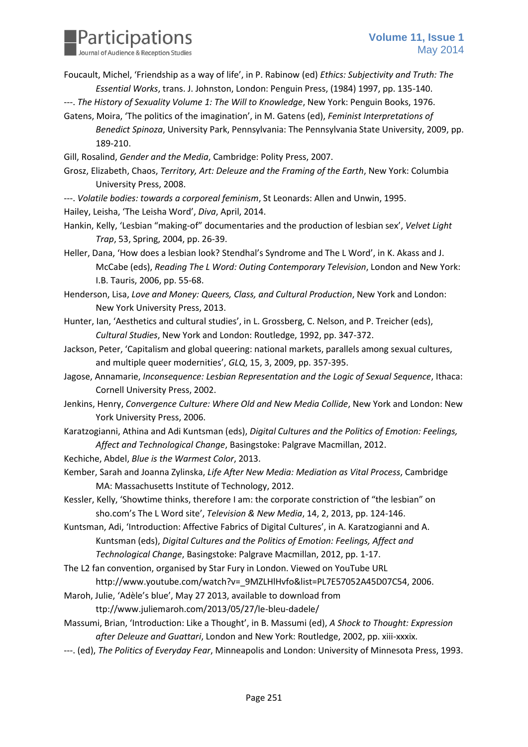Foucault, Michel, 'Friendship as a way of life', in P. Rabinow (ed) *Ethics: Subjectivity and Truth: The Essential Works*, trans. J. Johnston, London: Penguin Press, (1984) 1997, pp. 135-140.

---. *The History of Sexuality Volume 1: The Will to Knowledge*, New York: Penguin Books, 1976.

Gatens, Moira, 'The politics of the imagination', in M. Gatens (ed), *Feminist Interpretations of Benedict Spinoza*, University Park, Pennsylvania: The Pennsylvania State University, 2009, pp. 189-210.

Gill, Rosalind, *Gender and the Media*, Cambridge: Polity Press, 2007.

Grosz, Elizabeth, Chaos, *Territory, Art: Deleuze and the Framing of the Earth*, New York: Columbia University Press, 2008.

---. *Volatile bodies: towards a corporeal feminism*, St Leonards: Allen and Unwin, 1995.

Hailey, Leisha, 'The Leisha Word', *Diva*, April, 2014.

Hankin, Kelly, 'Lesbian "making-of" documentaries and the production of lesbian sex', *Velvet Light Trap*, 53, Spring, 2004, pp. 26-39.

Heller, Dana, 'How does a lesbian look? Stendhal's Syndrome and The L Word', in K. Akass and J. McCabe (eds), *Reading The L Word: Outing Contemporary Television*, London and New York: I.B. Tauris, 2006, pp. 55-68.

Henderson, Lisa, *Love and Money: Queers, Class, and Cultural Production*, New York and London: New York University Press, 2013.

Hunter, Ian, 'Aesthetics and cultural studies', in L. Grossberg, C. Nelson, and P. Treicher (eds), *Cultural Studies*, New York and London: Routledge, 1992, pp. 347-372.

Jackson, Peter, 'Capitalism and global queering: national markets, parallels among sexual cultures, and multiple queer modernities', *GLQ*, 15, 3, 2009, pp. 357-395.

Jagose, Annamarie, *Inconsequence: Lesbian Representation and the Logic of Sexual Sequence*, Ithaca: Cornell University Press, 2002.

Jenkins, Henry, *Convergence Culture: Where Old and New Media Collide*, New York and London: New York University Press, 2006.

Karatzogianni, Athina and Adi Kuntsman (eds), *Digital Cultures and the Politics of Emotion: Feelings, Affect and Technological Change*, Basingstoke: Palgrave Macmillan, 2012.

Kechiche, Abdel, *Blue is the Warmest Color*, 2013.

Kember, Sarah and Joanna Zylinska, *Life After New Media: Mediation as Vital Process*, Cambridge MA: Massachusetts Institute of Technology, 2012.

Kessler, Kelly, 'Showtime thinks, therefore I am: the corporate constriction of "the lesbian" on sho.com's The L Word site', *Television & New Media*, 14, 2, 2013, pp. 124-146.

Kuntsman, Adi, 'Introduction: Affective Fabrics of Digital Cultures', in A. Karatzogianni and A. Kuntsman (eds), *Digital Cultures and the Politics of Emotion: Feelings, Affect and Technological Change*, Basingstoke: Palgrave Macmillan, 2012, pp. 1-17.

The L2 fan convention, organised by Star Fury in London. Viewed on YouTube URL http://www.youtube.com/watch?v=_9MZLHlHvfo&list=PL7E57052A45D07C54, 2006.

Maroh, Julie, 'Adèle's blue', May 27 2013, available to download from ttp://www.juliemaroh.com/2013/05/27/le-bleu-dadele/

Massumi, Brian, 'Introduction: Like a Thought', in B. Massumi (ed), *A Shock to Thought: Expression after Deleuze and Guattari*, London and New York: Routledge, 2002, pp. xiii-xxxix.

---. (ed), *The Politics of Everyday Fear*, Minneapolis and London: University of Minnesota Press, 1993.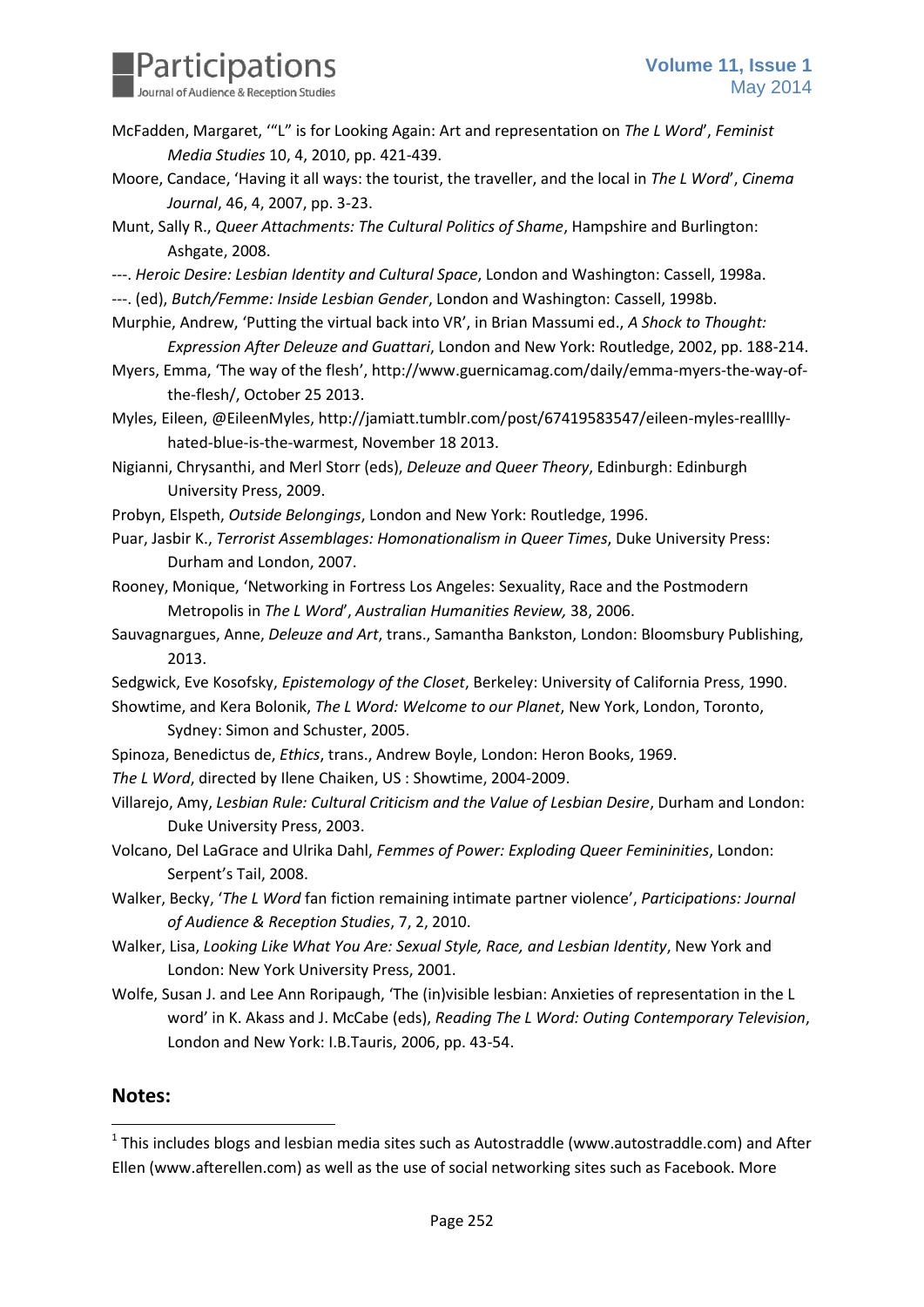McFadden, Margaret, '"L" is for Looking Again: Art and representation on *The L Word*', *Feminist Media Studies* 10, 4, 2010, pp. 421-439.

Moore, Candace, 'Having it all ways: the tourist, the traveller, and the local in *The L Word*', *Cinema Journal*, 46, 4, 2007, pp. 3-23.

Munt, Sally R., *Queer Attachments: The Cultural Politics of Shame*, Hampshire and Burlington: Ashgate, 2008.

---. *Heroic Desire: Lesbian Identity and Cultural Space*, London and Washington: Cassell, 1998a.

---. (ed), *Butch/Femme: Inside Lesbian Gender*, London and Washington: Cassell, 1998b.

Murphie, Andrew, 'Putting the virtual back into VR', in Brian Massumi ed., *A Shock to Thought: Expression After Deleuze and Guattari*, London and New York: Routledge, 2002, pp. 188-214.

Myers, Emma, 'The way of the flesh', http://www.guernicamag.com/daily/emma-myers-the-way-of-the-flesh/, October 25 2013.

Myles, Eileen, @EileenMyles, http://jamiatt.tumblr.com/post/67419583547/eileen-myles-reallly-hated-blue-is-the-warmest, November 18 2013.

Nigianni, Chrysanthi, and Merl Storr (eds), *Deleuze and Queer Theory*, Edinburgh: Edinburgh University Press, 2009.

Probyn, Elspeth, *Outside Belongings*, London and New York: Routledge, 1996.

Puar, Jasbir K., *Terrorist Assemblages: Homonationalism in Queer Times*, Duke University Press: Durham and London, 2007.

Rooney, Monique, 'Networking in Fortress Los Angeles: Sexuality, Race and the Postmodern Metropolis in *The L Word*', *Australian Humanities Review,* 38, 2006.

Sauvagnargues, Anne, *Deleuze and Art*, trans., Samantha Bankston, London: Bloomsbury Publishing, 2013.

Sedgwick, Eve Kosofsky, *Epistemology of the Closet*, Berkeley: University of California Press, 1990.

Showtime, and Kera Bolonik, *The L Word: Welcome to our Planet*, New York, London, Toronto, Sydney: Simon and Schuster, 2005.

Spinoza, Benedictus de, *Ethics*, trans., Andrew Boyle, London: Heron Books, 1969.

*The L Word*, directed by Ilene Chaiken, US : Showtime, 2004-2009.

Villarejo, Amy, *Lesbian Rule: Cultural Criticism and the Value of Lesbian Desire*, Durham and London: Duke University Press, 2003.

Volcano, Del LaGrace and Ulrika Dahl, *Femmes of Power: Exploding Queer Femininities*, London: Serpent's Tail, 2008.

Walker, Becky, '*The L Word* fan fiction remaining intimate partner violence', *Participations: Journal of Audience & Reception Studies*, 7, 2, 2010.

Walker, Lisa, *Looking Like What You Are: Sexual Style, Race, and Lesbian Identity*, New York and London: New York University Press, 2001.

Wolfe, Susan J. and Lee Ann Roripaugh, 'The (in)visible lesbian: Anxieties of representation in the L word' in K. Akass and J. McCabe (eds), *Reading The L Word: Outing Contemporary Television*, London and New York: I.B.Tauris, 2006, pp. 43-54.

## Notes:

[1] This includes blogs and lesbian media sites such as Autostraddle (www.autostraddle.com) and After Ellen (www.afterellen.com) as well as the use of social networking sites such as Facebook. More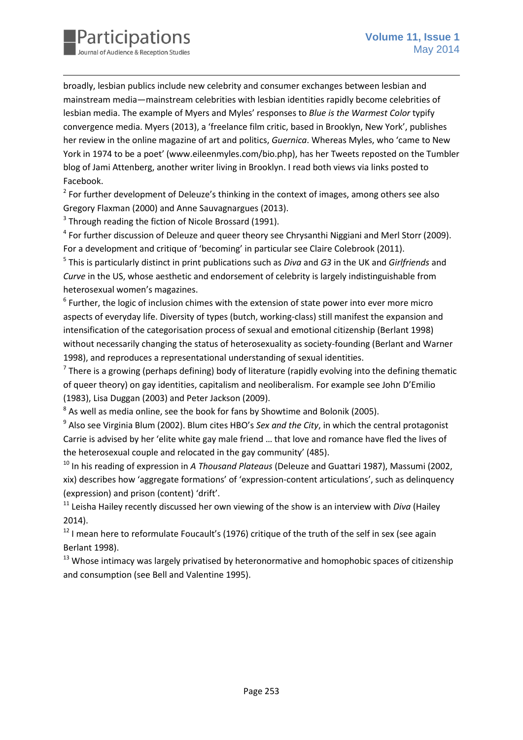broadly, lesbian publics include new celebrity and consumer exchanges between lesbian and mainstream media—mainstream celebrities with lesbian identities rapidly become celebrities of lesbian media. The example of Myers and Myles' responses to *Blue is the Warmest Color* typify convergence media. Myers (2013), a 'freelance film critic, based in Brooklyn, New York', publishes her review in the online magazine of art and politics, *Guernica*. Whereas Myles, who 'came to New York in 1974 to be a poet' (www.eileenmyles.com/bio.php), has her Tweets reposted on the Tumbler blog of Jami Attenberg, another writer living in Brooklyn. I read both views via links posted to Facebook.

[2] For further development of Deleuze's thinking in the context of images, among others see also Gregory Flaxman (2000) and Anne Sauvagnargues (2013).

[3] Through reading the fiction of Nicole Brossard (1991).

[4] For further discussion of Deleuze and queer theory see Chrysanthi Niggiani and Merl Storr (2009). For a development and critique of 'becoming' in particular see Claire Colebrook (2011).

[5] This is particularly distinct in print publications such as *Diva* and *G3* in the UK and *Girlfriends* and *Curve* in the US, whose aesthetic and endorsement of celebrity is largely indistinguishable from heterosexual women's magazines.

[6] Further, the logic of inclusion chimes with the extension of state power into ever more micro aspects of everyday life. Diversity of types (butch, working-class) still manifest the expansion and intensification of the categorisation process of sexual and emotional citizenship (Berlant 1998) without necessarily changing the status of heterosexuality as society-founding (Berlant and Warner 1998), and reproduces a representational understanding of sexual identities.

[7] There is a growing (perhaps defining) body of literature (rapidly evolving into the defining thematic of queer theory) on gay identities, capitalism and neoliberalism. For example see John D'Emilio (1983), Lisa Duggan (2003) and Peter Jackson (2009).

[8] As well as media online, see the book for fans by Showtime and Bolonik (2005).

[9] Also see Virginia Blum (2002). Blum cites HBO's *Sex and the City*, in which the central protagonist Carrie is advised by her 'elite white gay male friend … that love and romance have fled the lives of the heterosexual couple and relocated in the gay community' (485).

[10] In his reading of expression in *A Thousand Plateaus* (Deleuze and Guattari 1987), Massumi (2002, xix) describes how 'aggregate formations' of 'expression-content articulations', such as delinquency (expression) and prison (content) 'drift'.

[11] Leisha Hailey recently discussed her own viewing of the show is an interview with *Diva* (Hailey 2014).

[12] I mean here to reformulate Foucault's (1976) critique of the truth of the self in sex (see again Berlant 1998).

[13] Whose intimacy was largely privatised by heteronormative and homophobic spaces of citizenship and consumption (see Bell and Valentine 1995).